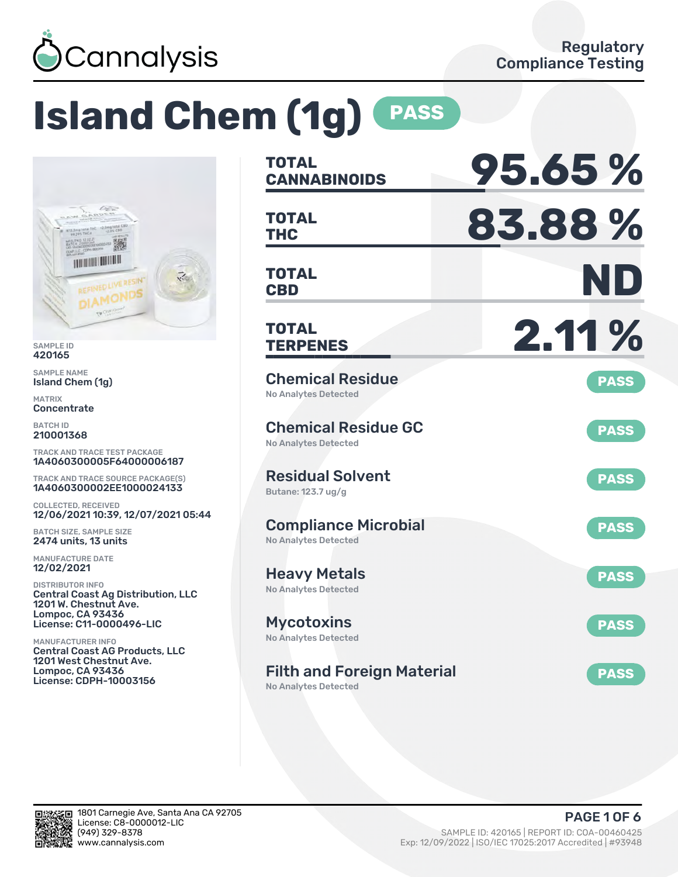Cannalysis

Regulatory Compliance Testing

# Island Chem (1g) PASS

SAMPLE ID
420165

SAMPLE NAME
Island Chem (1g)

MATRIX
Concentrate

BATCH ID
210001368

TRACK AND TRACE TEST PACKAGE
1A4060300005F64000006187

TRACK AND TRACE SOURCE PACKAGE(S)
1A4060300002EE1000024133

COLLECTED, RECEIVED
12/06/2021 10:39, 12/07/2021 05:44

BATCH SIZE, SAMPLE SIZE
2474 units, 13 units

MANUFACTURE DATE
12/02/2021

DISTRIBUTOR INFO
Central Coast Ag Distribution, LLC
1201 W. Chestnut Ave.
Lompoc, CA 93436
License: C11-0000496-LIC

MANUFACTURER INFO
Central Coast AG Products, LLC
1201 West Chestnut Ave.
Lompoc, CA 93436
License: CDPH-10003156

**TOTAL CANNABINOIDS** 95.65 %

**TOTAL THC** 83.88 %

**TOTAL CBD** ND

**TOTAL TERPENES** 2.11 %

| Test | Result |
|---|---|
| Chemical Residue<br>No Analytes Detected | PASS |
| Chemical Residue GC<br>No Analytes Detected | PASS |
| Residual Solvent<br>Butane: 123.7 ug/g | PASS |
| Compliance Microbial<br>No Analytes Detected | PASS |
| Heavy Metals<br>No Analytes Detected | PASS |
| Mycotoxins<br>No Analytes Detected | PASS |
| Filth and Foreign Material<br>No Analytes Detected | PASS |

1801 Carnegie Ave, Santa Ana CA 92705
License: C8-0000012-LIC
(949) 329-8378
www.cannalysis.com

SAMPLE ID: 420165 | REPORT ID: COA-00460425
Exp: 12/09/2022 | ISO/IEC 17025:2017 Accredited | #93948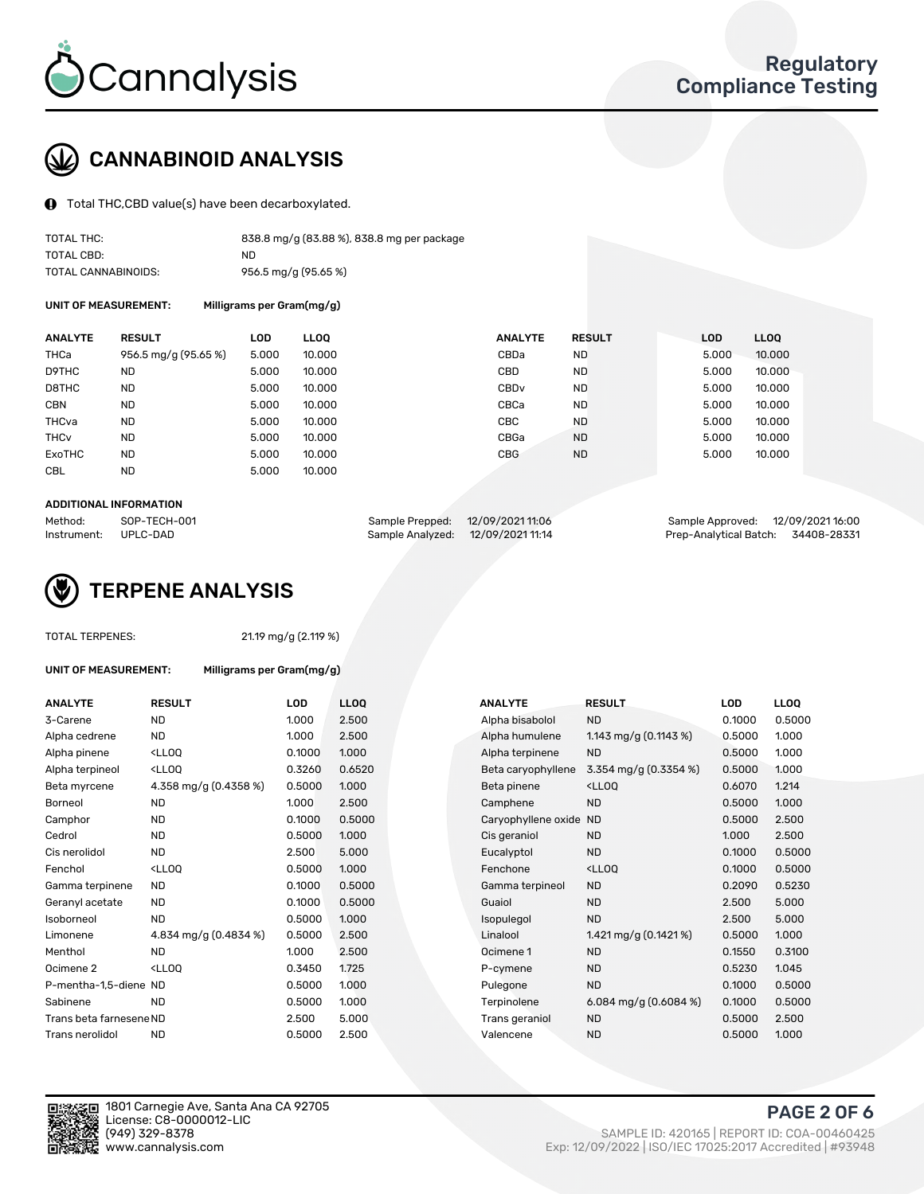# CANNABINOID ANALYSIS

Total THC,CBD value(s) have been decarboxylated.

| | |
|---|---|
| TOTAL THC: | 838.8 mg/g (83.88 %), 838.8 mg per package |
| TOTAL CBD: | ND |
| TOTAL CANNABINOIDS: | 956.5 mg/g (95.65 %) |

**UNIT OF MEASUREMENT:** Milligrams per Gram(mg/g)

| ANALYTE | RESULT | LOD | LLOQ | ANALYTE | RESULT | LOD | LLOQ |
|---|---|---|---|---|---|---|---|
| THCa | 956.5 mg/g (95.65 %) | 5.000 | 10.000 | CBDa | ND | 5.000 | 10.000 |
| D9THC | ND | 5.000 | 10.000 | CBD | ND | 5.000 | 10.000 |
| D8THC | ND | 5.000 | 10.000 | CBDv | ND | 5.000 | 10.000 |
| CBN | ND | 5.000 | 10.000 | CBCa | ND | 5.000 | 10.000 |
| THCva | ND | 5.000 | 10.000 | CBC | ND | 5.000 | 10.000 |
| THCv | ND | 5.000 | 10.000 | CBGa | ND | 5.000 | 10.000 |
| ExoTHC | ND | 5.000 | 10.000 | CBG | ND | 5.000 | 10.000 |
| CBL | ND | 5.000 | 10.000 | | | | |

**ADDITIONAL INFORMATION**

| | | | | | |
|---|---|---|---|---|---|
| Method: | SOP-TECH-001 | Sample Prepped: | 12/09/2021 11:06 | Sample Approved: | 12/09/2021 16:00 |
| Instrument: | UPLC-DAD | Sample Analyzed: | 12/09/2021 11:14 | Prep-Analytical Batch: | 34408-28331 |

# TERPENE ANALYSIS

TOTAL TERPENES: 21.19 mg/g (2.119 %)

**UNIT OF MEASUREMENT:** Milligrams per Gram(mg/g)

| ANALYTE | RESULT | LOD | LLOQ | ANALYTE | RESULT | LOD | LLOQ |
|---|---|---|---|---|---|---|---|
| 3-Carene | ND | 1.000 | 2.500 | Alpha bisabolol | ND | 0.1000 | 0.5000 |
| Alpha cedrene | ND | 1.000 | 2.500 | Alpha humulene | 1.143 mg/g (0.1143 %) | 0.5000 | 1.000 |
| Alpha pinene | <LLOQ | 0.1000 | 1.000 | Alpha terpinene | ND | 0.5000 | 1.000 |
| Alpha terpineol | <LLOQ | 0.3260 | 0.6520 | Beta caryophyllene | 3.354 mg/g (0.3354 %) | 0.5000 | 1.000 |
| Beta myrcene | 4.358 mg/g (0.4358 %) | 0.5000 | 1.000 | Beta pinene | <LLOQ | 0.6070 | 1.214 |
| Borneol | ND | 1.000 | 2.500 | Camphene | ND | 0.5000 | 1.000 |
| Camphor | ND | 0.1000 | 0.5000 | Caryophyllene oxide | ND | 0.5000 | 2.500 |
| Cedrol | ND | 0.5000 | 1.000 | Cis geraniol | ND | 1.000 | 2.500 |
| Cis nerolidol | ND | 2.500 | 5.000 | Eucalyptol | ND | 0.1000 | 0.5000 |
| Fenchol | <LLOQ | 0.5000 | 1.000 | Fenchone | <LLOQ | 0.1000 | 0.5000 |
| Gamma terpinene | ND | 0.1000 | 0.5000 | Gamma terpineol | ND | 0.2090 | 0.5230 |
| Geranyl acetate | ND | 0.1000 | 0.5000 | Guaiol | ND | 2.500 | 5.000 |
| Isoborneol | ND | 0.5000 | 1.000 | Isopulegol | ND | 2.500 | 5.000 |
| Limonene | 4.834 mg/g (0.4834 %) | 0.5000 | 2.500 | Linalool | 1.421 mg/g (0.1421 %) | 0.5000 | 1.000 |
| Menthol | ND | 1.000 | 2.500 | Ocimene 1 | ND | 0.1550 | 0.3100 |
| Ocimene 2 | <LLOQ | 0.3450 | 1.725 | P-cymene | ND | 0.5230 | 1.045 |
| P-mentha-1,5-diene | ND | 0.5000 | 1.000 | Pulegone | ND | 0.1000 | 0.5000 |
| Sabinene | ND | 0.5000 | 1.000 | Terpinolene | 6.084 mg/g (0.6084 %) | 0.1000 | 0.5000 |
| Trans beta farnesene | ND | 2.500 | 5.000 | Trans geraniol | ND | 0.5000 | 2.500 |
| Trans nerolidol | ND | 0.5000 | 2.500 | Valencene | ND | 0.5000 | 1.000 |

1801 Carnegie Ave, Santa Ana CA 92705
License: C8-0000012-LIC
(949) 329-8378
www.cannalysis.com

SAMPLE ID: 420165 | REPORT ID: COA-00460425
Exp: 12/09/2022 | ISO/IEC 17025:2017 Accredited | #93948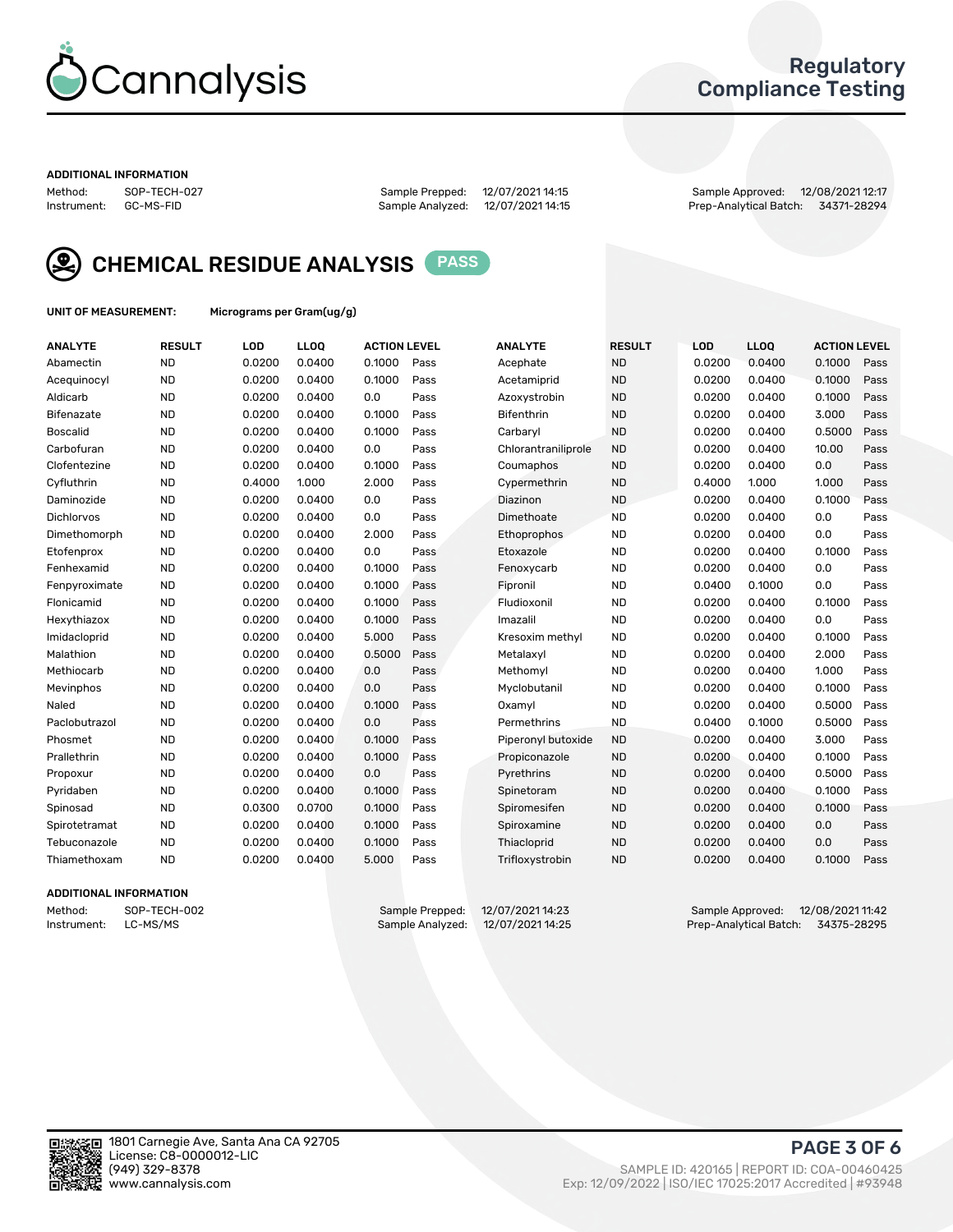# Cannalysis

## Regulatory Compliance Testing

**ADDITIONAL INFORMATION**

Method: SOP-TECH-027
Instrument: GC-MS-FID

Sample Prepped: 12/07/2021 14:15
Sample Analyzed: 12/07/2021 14:15

Sample Approved: 12/08/2021 12:17
Prep-Analytical Batch: 34371-28294

## CHEMICAL RESIDUE ANALYSIS PASS

**UNIT OF MEASUREMENT:** Micrograms per Gram(ug/g)

| ANALYTE | RESULT | LOD | LLOQ | ACTION LEVEL | | ANALYTE | RESULT | LOD | LLOQ | ACTION LEVEL | |
|---|---|---|---|---|---|---|---|---|---|---|---|
| Abamectin | ND | 0.0200 | 0.0400 | 0.1000 | Pass | Acephate | ND | 0.0200 | 0.0400 | 0.1000 | Pass |
| Acequinocyl | ND | 0.0200 | 0.0400 | 0.1000 | Pass | Acetamiprid | ND | 0.0200 | 0.0400 | 0.1000 | Pass |
| Aldicarb | ND | 0.0200 | 0.0400 | 0.0 | Pass | Azoxystrobin | ND | 0.0200 | 0.0400 | 0.1000 | Pass |
| Bifenazate | ND | 0.0200 | 0.0400 | 0.1000 | Pass | Bifenthrin | ND | 0.0200 | 0.0400 | 3.000 | Pass |
| Boscalid | ND | 0.0200 | 0.0400 | 0.1000 | Pass | Carbaryl | ND | 0.0200 | 0.0400 | 0.5000 | Pass |
| Carbofuran | ND | 0.0200 | 0.0400 | 0.0 | Pass | Chlorantraniliprole | ND | 0.0200 | 0.0400 | 10.00 | Pass |
| Clofentezine | ND | 0.0200 | 0.0400 | 0.1000 | Pass | Coumaphos | ND | 0.0200 | 0.0400 | 0.0 | Pass |
| Cyfluthrin | ND | 0.4000 | 1.000 | 2.000 | Pass | Cypermethrin | ND | 0.4000 | 1.000 | 1.000 | Pass |
| Daminozide | ND | 0.0200 | 0.0400 | 0.0 | Pass | Diazinon | ND | 0.0200 | 0.0400 | 0.1000 | Pass |
| Dichlorvos | ND | 0.0200 | 0.0400 | 0.0 | Pass | Dimethoate | ND | 0.0200 | 0.0400 | 0.0 | Pass |
| Dimethomorph | ND | 0.0200 | 0.0400 | 2.000 | Pass | Ethoprophos | ND | 0.0200 | 0.0400 | 0.0 | Pass |
| Etofenprox | ND | 0.0200 | 0.0400 | 0.0 | Pass | Etoxazole | ND | 0.0200 | 0.0400 | 0.1000 | Pass |
| Fenhexamid | ND | 0.0200 | 0.0400 | 0.1000 | Pass | Fenoxycarb | ND | 0.0200 | 0.0400 | 0.0 | Pass |
| Fenpyroximate | ND | 0.0200 | 0.0400 | 0.1000 | Pass | Fipronil | ND | 0.0400 | 0.1000 | 0.0 | Pass |
| Flonicamid | ND | 0.0200 | 0.0400 | 0.1000 | Pass | Fludioxonil | ND | 0.0200 | 0.0400 | 0.1000 | Pass |
| Hexythiazox | ND | 0.0200 | 0.0400 | 0.1000 | Pass | Imazalil | ND | 0.0200 | 0.0400 | 0.0 | Pass |
| Imidacloprid | ND | 0.0200 | 0.0400 | 5.000 | Pass | Kresoxim methyl | ND | 0.0200 | 0.0400 | 0.1000 | Pass |
| Malathion | ND | 0.0200 | 0.0400 | 0.5000 | Pass | Metalaxyl | ND | 0.0200 | 0.0400 | 2.000 | Pass |
| Methiocarb | ND | 0.0200 | 0.0400 | 0.0 | Pass | Methomyl | ND | 0.0200 | 0.0400 | 1.000 | Pass |
| Mevinphos | ND | 0.0200 | 0.0400 | 0.0 | Pass | Myclobutanil | ND | 0.0200 | 0.0400 | 0.1000 | Pass |
| Naled | ND | 0.0200 | 0.0400 | 0.1000 | Pass | Oxamyl | ND | 0.0200 | 0.0400 | 0.5000 | Pass |
| Paclobutrazol | ND | 0.0200 | 0.0400 | 0.0 | Pass | Permethrins | ND | 0.0400 | 0.1000 | 0.5000 | Pass |
| Phosmet | ND | 0.0200 | 0.0400 | 0.1000 | Pass | Piperonyl butoxide | ND | 0.0200 | 0.0400 | 3.000 | Pass |
| Prallethrin | ND | 0.0200 | 0.0400 | 0.1000 | Pass | Propiconazole | ND | 0.0200 | 0.0400 | 0.1000 | Pass |
| Propoxur | ND | 0.0200 | 0.0400 | 0.0 | Pass | Pyrethrins | ND | 0.0200 | 0.0400 | 0.5000 | Pass |
| Pyridaben | ND | 0.0200 | 0.0400 | 0.1000 | Pass | Spinetoram | ND | 0.0200 | 0.0400 | 0.1000 | Pass |
| Spinosad | ND | 0.0300 | 0.0700 | 0.1000 | Pass | Spiromesifen | ND | 0.0200 | 0.0400 | 0.1000 | Pass |
| Spirotetramat | ND | 0.0200 | 0.0400 | 0.1000 | Pass | Spiroxamine | ND | 0.0200 | 0.0400 | 0.0 | Pass |
| Tebuconazole | ND | 0.0200 | 0.0400 | 0.1000 | Pass | Thiacloprid | ND | 0.0200 | 0.0400 | 0.0 | Pass |
| Thiamethoxam | ND | 0.0200 | 0.0400 | 5.000 | Pass | Trifloxystrobin | ND | 0.0200 | 0.0400 | 0.1000 | Pass |

**ADDITIONAL INFORMATION**

Method: SOP-TECH-002
Instrument: LC-MS/MS

Sample Prepped: 12/07/2021 14:23
Sample Analyzed: 12/07/2021 14:25

Sample Approved: 12/08/2021 11:42
Prep-Analytical Batch: 34375-28295

1801 Carnegie Ave, Santa Ana CA 92705
License: C8-0000012-LIC
(949) 329-8378
www.cannalysis.com

SAMPLE ID: 420165 | REPORT ID: COA-00460425
Exp: 12/09/2022 | ISO/IEC 17025:2017 Accredited | #93948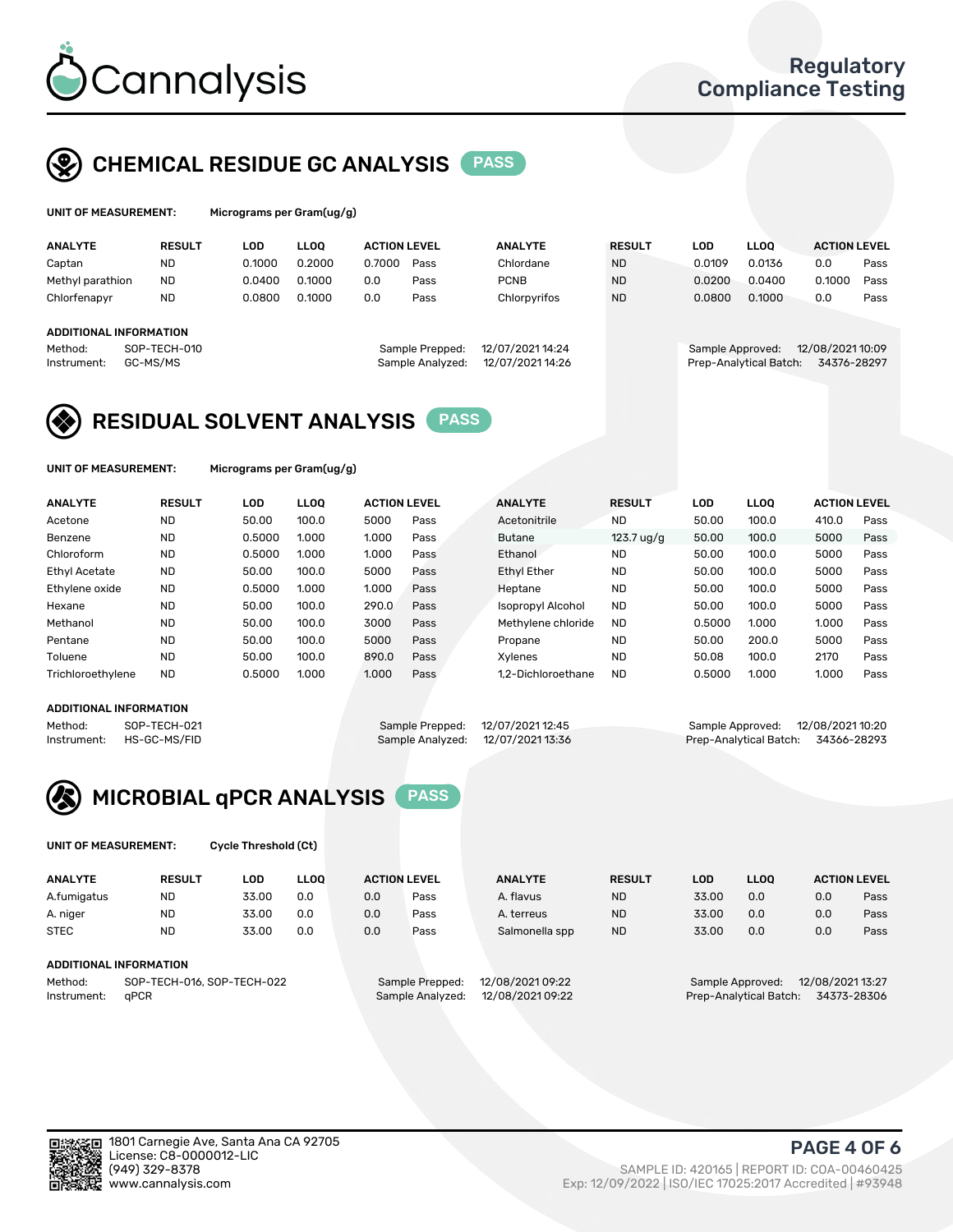# Cannalysis

Regulatory Compliance Testing

## CHEMICAL RESIDUE GC ANALYSIS PASS

**UNIT OF MEASUREMENT:** Micrograms per Gram(ug/g)

| ANALYTE | RESULT | LOD | LLOQ | ACTION LEVEL | | ANALYTE | RESULT | LOD | LLOQ | ACTION LEVEL | |
|---|---|---|---|---|---|---|---|---|---|---|---|
| Captan | ND | 0.1000 | 0.2000 | 0.7000 | Pass | Chlordane | ND | 0.0109 | 0.0136 | 0.0 | Pass |
| Methyl parathion | ND | 0.0400 | 0.1000 | 0.0 | Pass | PCNB | ND | 0.0200 | 0.0400 | 0.1000 | Pass |
| Chlorfenapyr | ND | 0.0800 | 0.1000 | 0.0 | Pass | Chlorpyrifos | ND | 0.0800 | 0.1000 | 0.0 | Pass |

**ADDITIONAL INFORMATION**

Method: SOP-TECH-010
Instrument: GC-MS/MS
Sample Prepped: 12/07/2021 14:24
Sample Analyzed: 12/07/2021 14:26
Sample Approved: 12/08/2021 10:09
Prep-Analytical Batch: 34376-28297

## RESIDUAL SOLVENT ANALYSIS PASS

**UNIT OF MEASUREMENT:** Micrograms per Gram(ug/g)

| ANALYTE | RESULT | LOD | LLOQ | ACTION LEVEL | | ANALYTE | RESULT | LOD | LLOQ | ACTION LEVEL | |
|---|---|---|---|---|---|---|---|---|---|---|---|
| Acetone | ND | 50.00 | 100.0 | 5000 | Pass | Acetonitrile | ND | 50.00 | 100.0 | 410.0 | Pass |
| Benzene | ND | 0.5000 | 1.000 | 1.000 | Pass | Butane | 123.7 ug/g | 50.00 | 100.0 | 5000 | Pass |
| Chloroform | ND | 0.5000 | 1.000 | 1.000 | Pass | Ethanol | ND | 50.00 | 100.0 | 5000 | Pass |
| Ethyl Acetate | ND | 50.00 | 100.0 | 5000 | Pass | Ethyl Ether | ND | 50.00 | 100.0 | 5000 | Pass |
| Ethylene oxide | ND | 0.5000 | 1.000 | 1.000 | Pass | Heptane | ND | 50.00 | 100.0 | 5000 | Pass |
| Hexane | ND | 50.00 | 100.0 | 290.0 | Pass | Isopropyl Alcohol | ND | 50.00 | 100.0 | 5000 | Pass |
| Methanol | ND | 50.00 | 100.0 | 3000 | Pass | Methylene chloride | ND | 0.5000 | 1.000 | 1.000 | Pass |
| Pentane | ND | 50.00 | 100.0 | 5000 | Pass | Propane | ND | 50.00 | 200.0 | 5000 | Pass |
| Toluene | ND | 50.00 | 100.0 | 890.0 | Pass | Xylenes | ND | 50.08 | 100.0 | 2170 | Pass |
| Trichloroethylene | ND | 0.5000 | 1.000 | 1.000 | Pass | 1,2-Dichloroethane | ND | 0.5000 | 1.000 | 1.000 | Pass |

**ADDITIONAL INFORMATION**

Method: SOP-TECH-021
Instrument: HS-GC-MS/FID
Sample Prepped: 12/07/2021 12:45
Sample Analyzed: 12/07/2021 13:36
Sample Approved: 12/08/2021 10:20
Prep-Analytical Batch: 34366-28293

## MICROBIAL qPCR ANALYSIS PASS

**UNIT OF MEASUREMENT:** Cycle Threshold (Ct)

| ANALYTE | RESULT | LOD | LLOQ | ACTION LEVEL | | ANALYTE | RESULT | LOD | LLOQ | ACTION LEVEL | |
|---|---|---|---|---|---|---|---|---|---|---|---|
| A.fumigatus | ND | 33.00 | 0.0 | 0.0 | Pass | A. flavus | ND | 33.00 | 0.0 | 0.0 | Pass |
| A. niger | ND | 33.00 | 0.0 | 0.0 | Pass | A. terreus | ND | 33.00 | 0.0 | 0.0 | Pass |
| STEC | ND | 33.00 | 0.0 | 0.0 | Pass | Salmonella spp | ND | 33.00 | 0.0 | 0.0 | Pass |

**ADDITIONAL INFORMATION**

Method: SOP-TECH-016, SOP-TECH-022
Instrument: qPCR
Sample Prepped: 12/08/2021 09:22
Sample Analyzed: 12/08/2021 09:22
Sample Approved: 12/08/2021 13:27
Prep-Analytical Batch: 34373-28306

1801 Carnegie Ave, Santa Ana CA 92705
License: C8-0000012-LIC
(949) 329-8378
www.cannalysis.com

SAMPLE ID: 420165 | REPORT ID: COA-00460425
Exp: 12/09/2022 | ISO/IEC 17025:2017 Accredited | #93948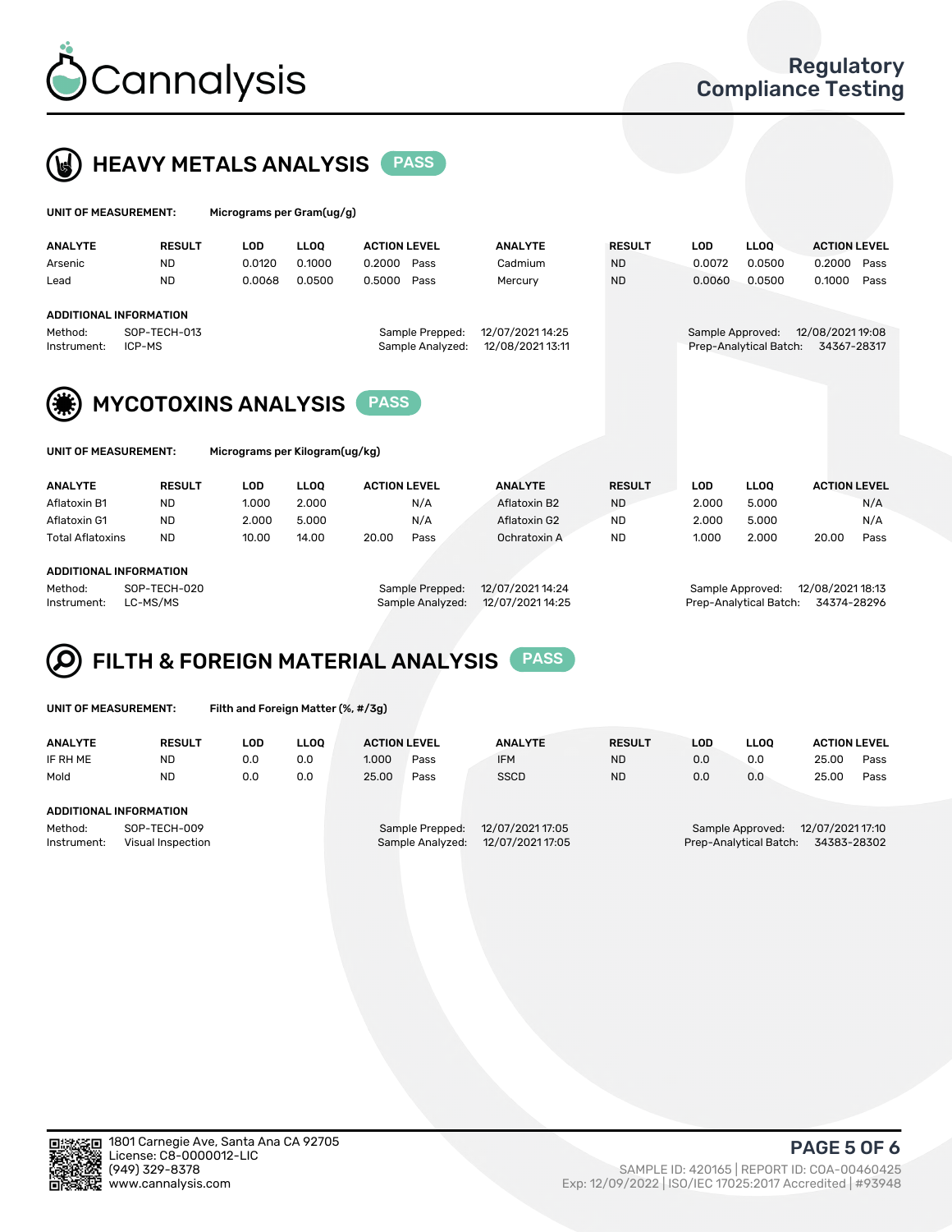# Cannalysis

Regulatory Compliance Testing

## HEAVY METALS ANALYSIS PASS

**UNIT OF MEASUREMENT:** Micrograms per Gram(ug/g)

| ANALYTE | RESULT | LOD | LLOQ | ACTION LEVEL | | ANALYTE | RESULT | LOD | LLOQ | ACTION LEVEL | |
|---|---|---|---|---|---|---|---|---|---|---|---|
| Arsenic | ND | 0.0120 | 0.1000 | 0.2000 | Pass | Cadmium | ND | 0.0072 | 0.0500 | 0.2000 | Pass |
| Lead | ND | 0.0068 | 0.0500 | 0.5000 | Pass | Mercury | ND | 0.0060 | 0.0500 | 0.1000 | Pass |

**ADDITIONAL INFORMATION**

Method: SOP-TECH-013
Instrument: ICP-MS
Sample Prepped: 12/07/2021 14:25
Sample Analyzed: 12/08/2021 13:11
Sample Approved: 12/08/2021 19:08
Prep-Analytical Batch: 34367-28317

## MYCOTOXINS ANALYSIS PASS

**UNIT OF MEASUREMENT:** Micrograms per Kilogram(ug/kg)

| ANALYTE | RESULT | LOD | LLOQ | ACTION LEVEL | | ANALYTE | RESULT | LOD | LLOQ | ACTION LEVEL | |
|---|---|---|---|---|---|---|---|---|---|---|---|
| Aflatoxin B1 | ND | 1.000 | 2.000 | | N/A | Aflatoxin B2 | ND | 2.000 | 5.000 | | N/A |
| Aflatoxin G1 | ND | 2.000 | 5.000 | | N/A | Aflatoxin G2 | ND | 2.000 | 5.000 | | N/A |
| Total Aflatoxins | ND | 10.00 | 14.00 | 20.00 | Pass | Ochratoxin A | ND | 1.000 | 2.000 | 20.00 | Pass |

**ADDITIONAL INFORMATION**

Method: SOP-TECH-020
Instrument: LC-MS/MS
Sample Prepped: 12/07/2021 14:24
Sample Analyzed: 12/07/2021 14:25
Sample Approved: 12/08/2021 18:13
Prep-Analytical Batch: 34374-28296

## FILTH & FOREIGN MATERIAL ANALYSIS PASS

**UNIT OF MEASUREMENT:** Filth and Foreign Matter (%, #/3g)

| ANALYTE | RESULT | LOD | LLOQ | ACTION LEVEL | | ANALYTE | RESULT | LOD | LLOQ | ACTION LEVEL | |
|---|---|---|---|---|---|---|---|---|---|---|---|
| IF RH ME | ND | 0.0 | 0.0 | 1.000 | Pass | IFM | ND | 0.0 | 0.0 | 25.00 | Pass |
| Mold | ND | 0.0 | 0.0 | 25.00 | Pass | SSCD | ND | 0.0 | 0.0 | 25.00 | Pass |

**ADDITIONAL INFORMATION**

Method: SOP-TECH-009
Instrument: Visual Inspection
Sample Prepped: 12/07/2021 17:05
Sample Analyzed: 12/07/2021 17:05
Sample Approved: 12/07/2021 17:10
Prep-Analytical Batch: 34383-28302

1801 Carnegie Ave, Santa Ana CA 92705
License: C8-0000012-LIC
(949) 329-8378
www.cannalysis.com

SAMPLE ID: 420165 | REPORT ID: COA-00460425
Exp: 12/09/2022 | ISO/IEC 17025:2017 Accredited | #93948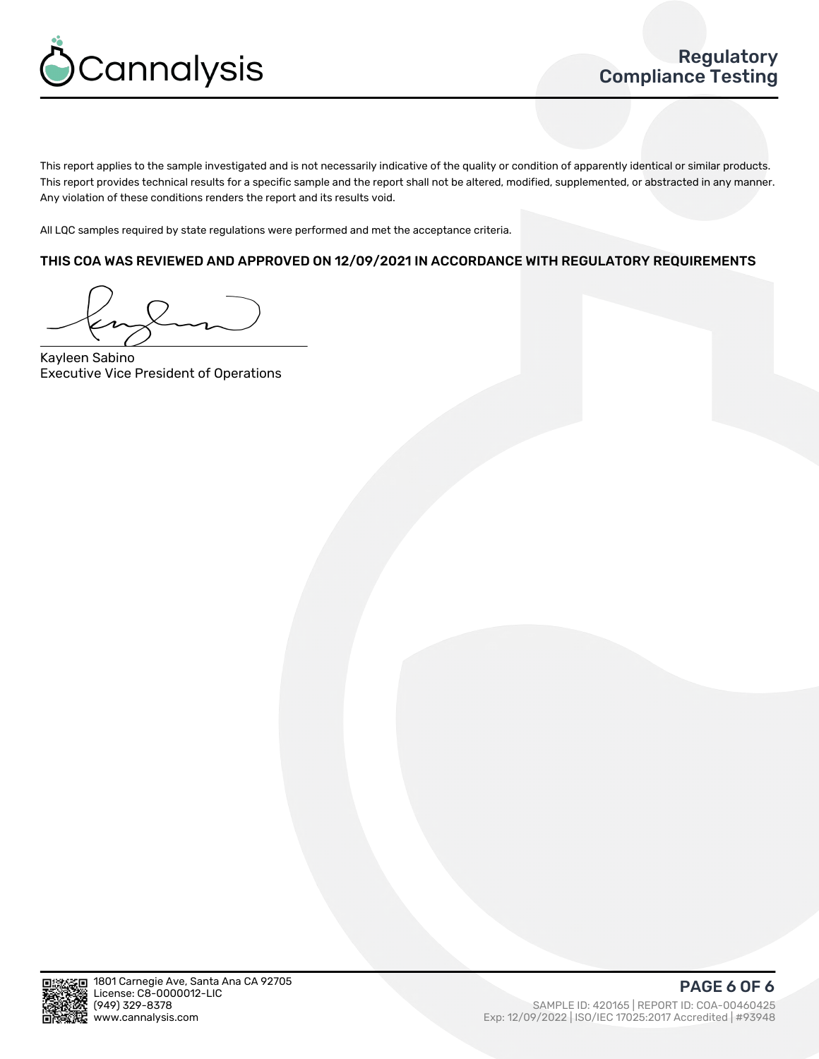This report applies to the sample investigated and is not necessarily indicative of the quality or condition of apparently identical or similar products. This report provides technical results for a specific sample and the report shall not be altered, modified, supplemented, or abstracted in any manner. Any violation of these conditions renders the report and its results void.

All LQC samples required by state regulations were performed and met the acceptance criteria.

**THIS COA WAS REVIEWED AND APPROVED ON 12/09/2021 IN ACCORDANCE WITH REGULATORY REQUIREMENTS**

Kayleen Sabino
Executive Vice President of Operations